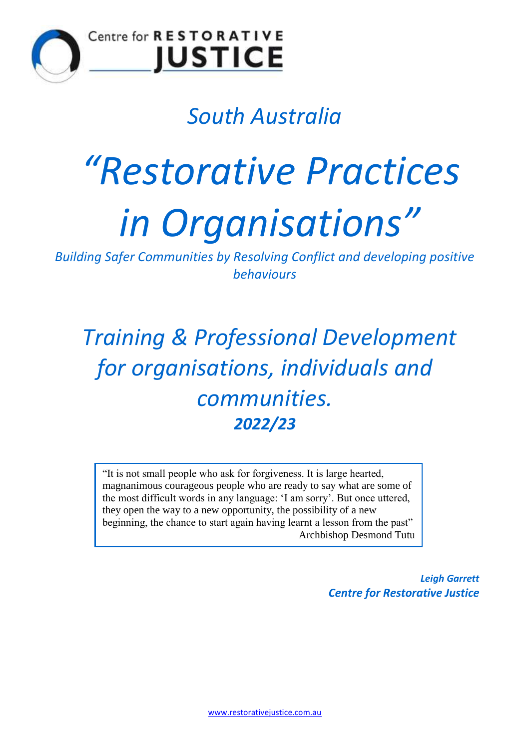Centre for RESTORATIVE JUSTICE

## *South Australia*

# *"Restorative Practices in Organisations"*

*Building Safer Communities by Resolving Conflict and developing positive behaviours*

## *Training & Professional Development for organisations, individuals and communities.*

## ***2022/23***

> "It is not small people who ask for forgiveness. It is large hearted, magnanimous courageous people who are ready to say what are some of the most difficult words in any language: 'I am sorry'. But once uttered, they open the way to a new opportunity, the possibility of a new beginning, the chance to start again having learnt a lesson from the past"
>
> Archbishop Desmond Tutu

***Leigh Garrett***
***Centre for Restorative Justice***

www.restorativejustice.com.au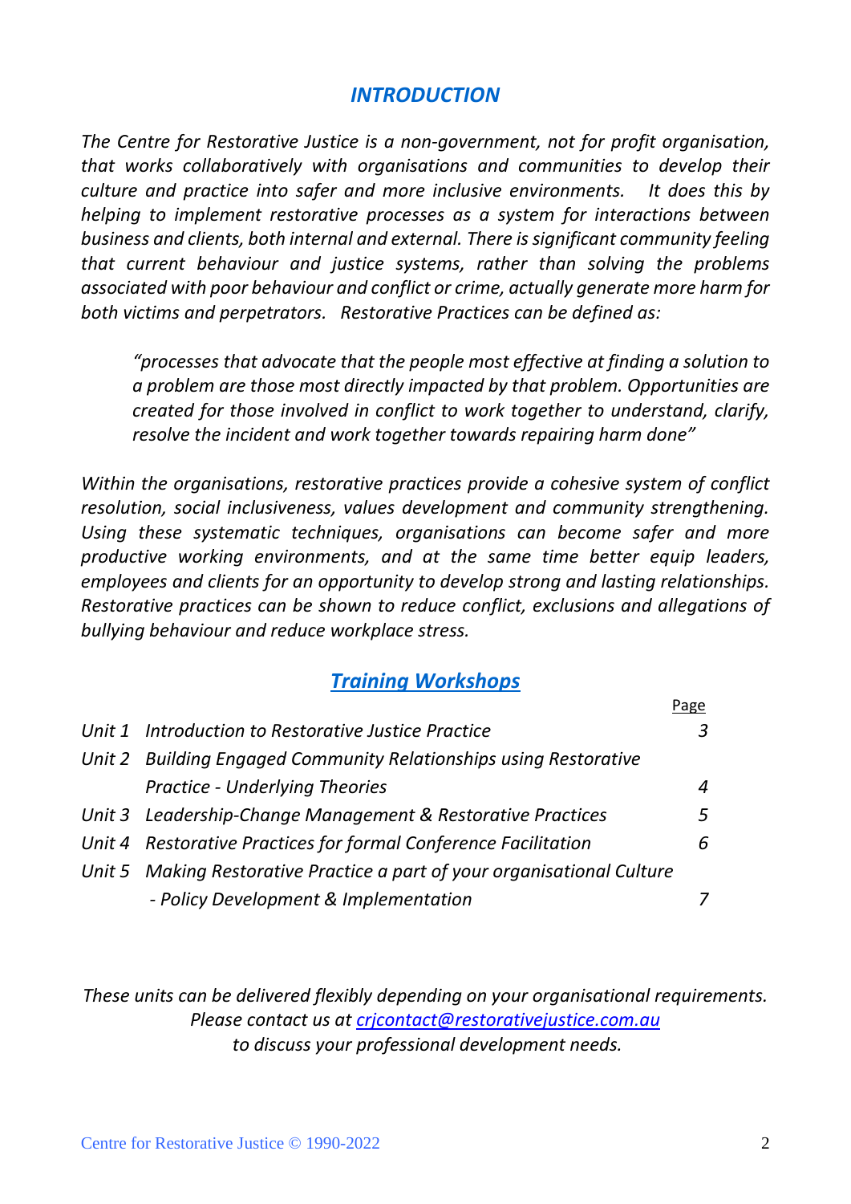## *INTRODUCTION*

*The Centre for Restorative Justice is a non-government, not for profit organisation, that works collaboratively with organisations and communities to develop their culture and practice into safer and more inclusive environments. It does this by helping to implement restorative processes as a system for interactions between business and clients, both internal and external. There is significant community feeling that current behaviour and justice systems, rather than solving the problems associated with poor behaviour and conflict or crime, actually generate more harm for both victims and perpetrators. Restorative Practices can be defined as:*

> *"processes that advocate that the people most effective at finding a solution to a problem are those most directly impacted by that problem. Opportunities are created for those involved in conflict to work together to understand, clarify, resolve the incident and work together towards repairing harm done"*

*Within the organisations, restorative practices provide a cohesive system of conflict resolution, social inclusiveness, values development and community strengthening. Using these systematic techniques, organisations can become safer and more productive working environments, and at the same time better equip leaders, employees and clients for an opportunity to develop strong and lasting relationships. Restorative practices can be shown to reduce conflict, exclusions and allegations of bullying behaviour and reduce workplace stress.*

## ***Training Workshops***

| | | Page |
|---|---|---|
| *Unit 1* | *Introduction to Restorative Justice Practice* | *3* |
| *Unit 2* | *Building Engaged Community Relationships using Restorative Practice - Underlying Theories* | *4* |
| *Unit 3* | *Leadership-Change Management & Restorative Practices* | *5* |
| *Unit 4* | *Restorative Practices for formal Conference Facilitation* | *6* |
| *Unit 5* | *Making Restorative Practice a part of your organisational Culture - Policy Development & Implementation* | *7* |

*These units can be delivered flexibly depending on your organisational requirements. Please contact us at [crjcontact@restorativejustice.com.au](mailto:crjcontact@restorativejustice.com.au) to discuss your professional development needs.*

Centre for Restorative Justice © 1990-2022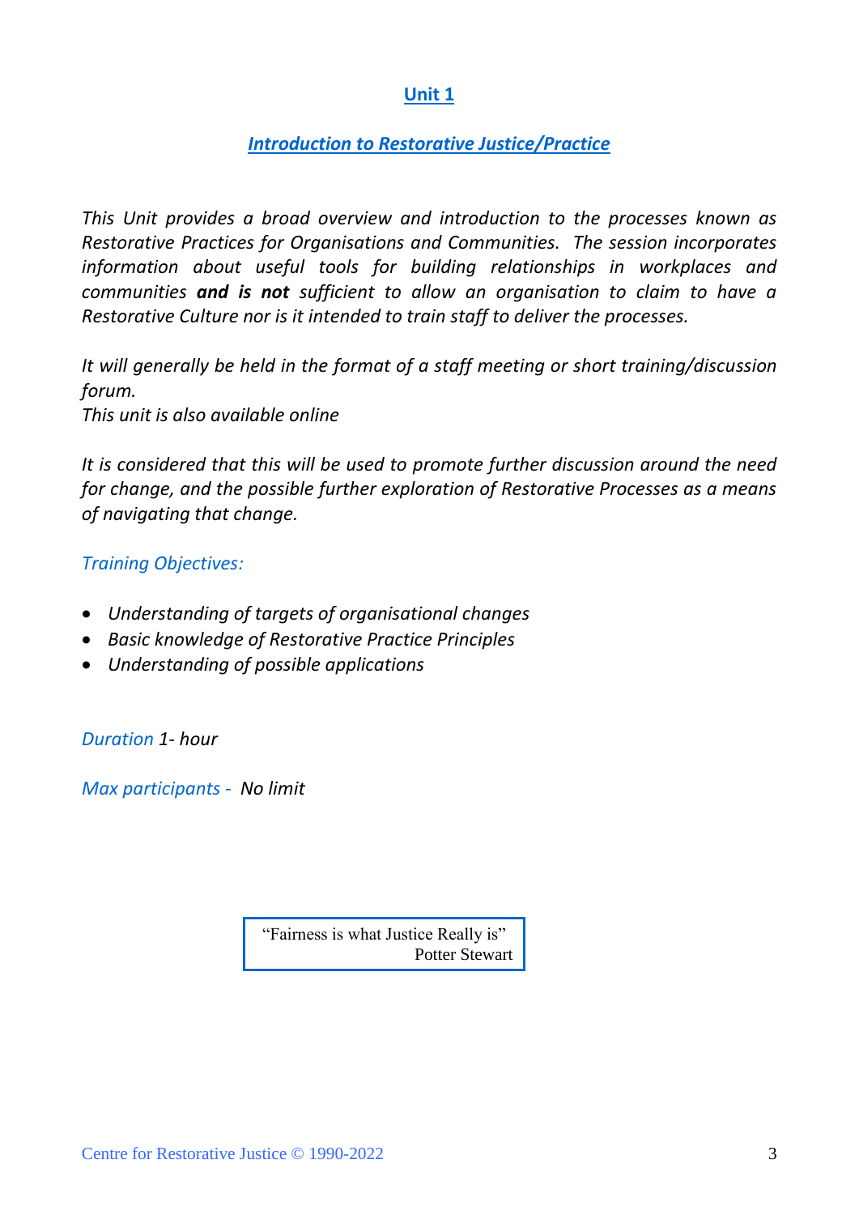## Unit 1

### *Introduction to Restorative Justice/Practice*

*This Unit provides a broad overview and introduction to the processes known as Restorative Practices for Organisations and Communities. The session incorporates information about useful tools for building relationships in workplaces and communities* ***and is not*** *sufficient to allow an organisation to claim to have a Restorative Culture nor is it intended to train staff to deliver the processes.*

*It will generally be held in the format of a staff meeting or short training/discussion forum.*
*This unit is also available online*

*It is considered that this will be used to promote further discussion around the need for change, and the possible further exploration of Restorative Processes as a means of navigating that change.*

*Training Objectives:*

- *Understanding of targets of organisational changes*
- *Basic knowledge of Restorative Practice Principles*
- *Understanding of possible applications*

*Duration* *1- hour*

*Max participants -* *No limit*

> "Fairness is what Justice Really is"
> Potter Stewart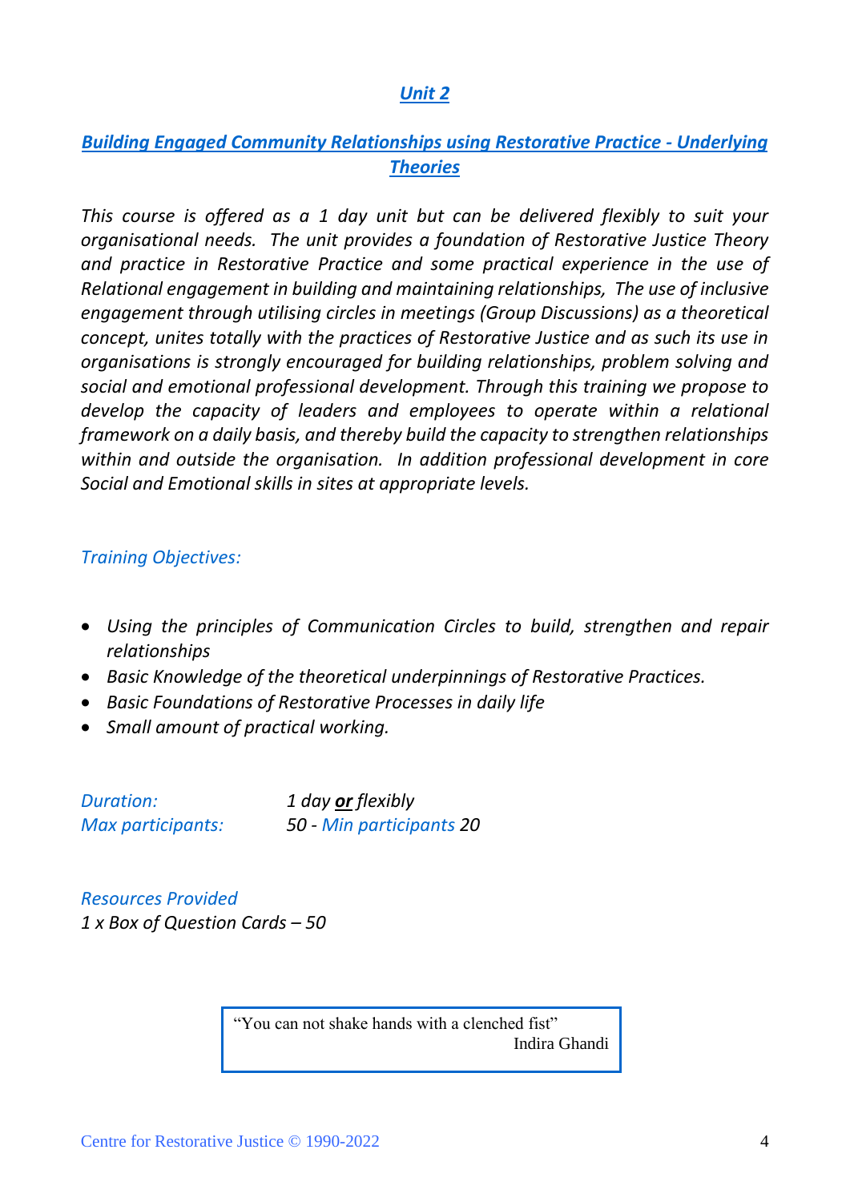## *Unit 2*

## *Building Engaged Community Relationships using Restorative Practice - Underlying Theories*

*This course is offered as a 1 day unit but can be delivered flexibly to suit your organisational needs. The unit provides a foundation of Restorative Justice Theory and practice in Restorative Practice and some practical experience in the use of Relational engagement in building and maintaining relationships, The use of inclusive engagement through utilising circles in meetings (Group Discussions) as a theoretical concept, unites totally with the practices of Restorative Justice and as such its use in organisations is strongly encouraged for building relationships, problem solving and social and emotional professional development. Through this training we propose to develop the capacity of leaders and employees to operate within a relational framework on a daily basis, and thereby build the capacity to strengthen relationships within and outside the organisation. In addition professional development in core Social and Emotional skills in sites at appropriate levels.*

*Training Objectives:*

- *Using the principles of Communication Circles to build, strengthen and repair relationships*
- *Basic Knowledge of the theoretical underpinnings of Restorative Practices.*
- *Basic Foundations of Restorative Processes in daily life*
- *Small amount of practical working.*

*Duration:* *1 day **or** flexibly*
*Max participants:* *50 - Min participants 20*

*Resources Provided*
*1 x Box of Question Cards – 50*

> "You can not shake hands with a clenched fist"
> Indira Ghandi

Centre for Restorative Justice © 1990-2022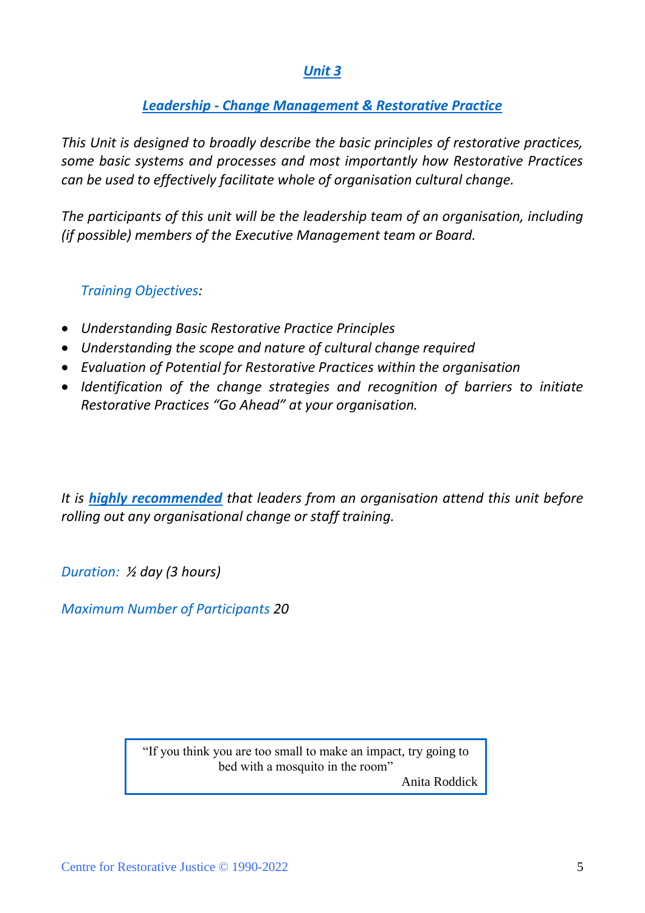## *Unit 3*

### *Leadership - Change Management & Restorative Practice*

*This Unit is designed to broadly describe the basic principles of restorative practices, some basic systems and processes and most importantly how Restorative Practices can be used to effectively facilitate whole of organisation cultural change.*

*The participants of this unit will be the leadership team of an organisation, including (if possible) members of the Executive Management team or Board.*

*Training Objectives:*

- *Understanding Basic Restorative Practice Principles*
- *Understanding the scope and nature of cultural change required*
- *Evaluation of Potential for Restorative Practices within the organisation*
- *Identification of the change strategies and recognition of barriers to initiate Restorative Practices "Go Ahead" at your organisation.*

*It is **highly recommended** that leaders from an organisation attend this unit before rolling out any organisational change or staff training.*

*Duration: ½ day (3 hours)*

*Maximum Number of Participants 20*

> "If you think you are too small to make an impact, try going to bed with a mosquito in the room"
>
> Anita Roddick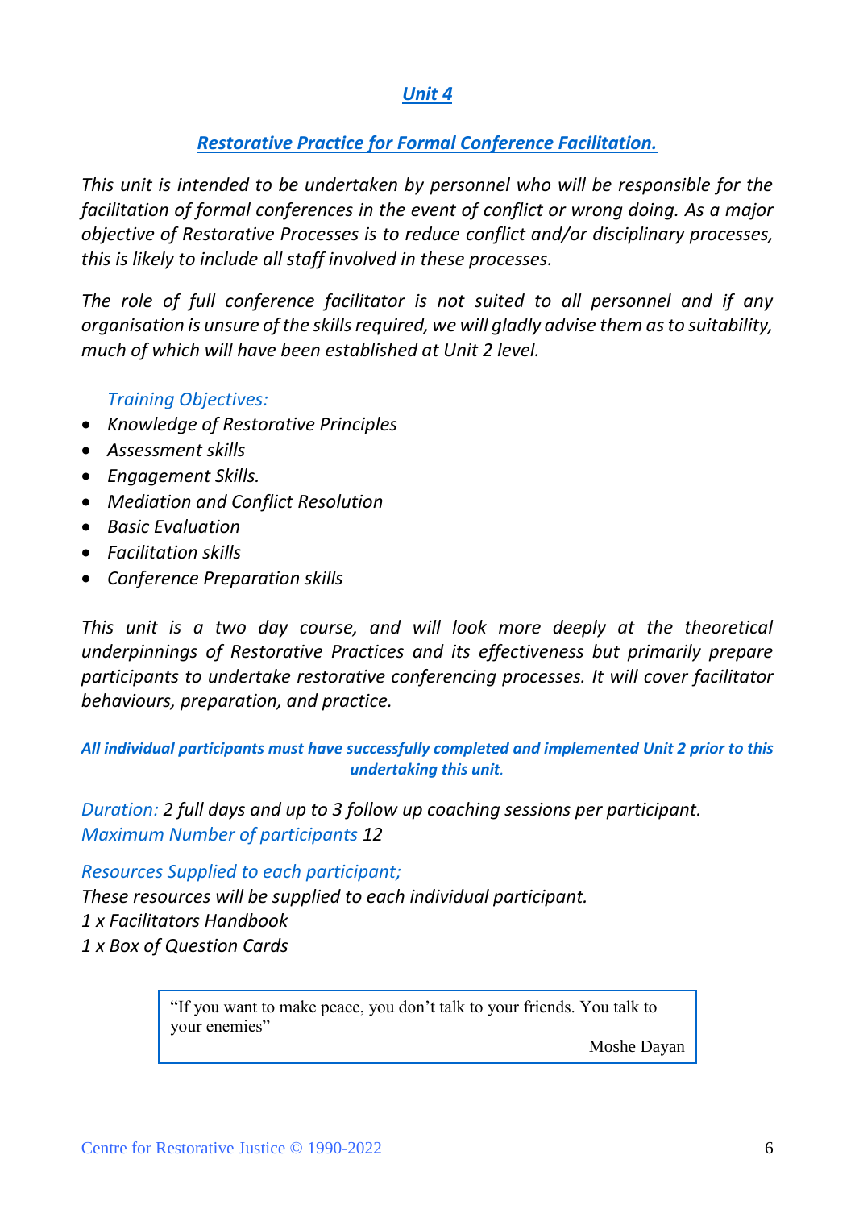## ***Unit 4***

### ***Restorative Practice for Formal Conference Facilitation.***

*This unit is intended to be undertaken by personnel who will be responsible for the facilitation of formal conferences in the event of conflict or wrong doing. As a major objective of Restorative Processes is to reduce conflict and/or disciplinary processes, this is likely to include all staff involved in these processes.*

*The role of full conference facilitator is not suited to all personnel and if any organisation is unsure of the skills required, we will gladly advise them as to suitability, much of which will have been established at Unit 2 level.*

*Training Objectives:*

- *Knowledge of Restorative Principles*
- *Assessment skills*
- *Engagement Skills.*
- *Mediation and Conflict Resolution*
- *Basic Evaluation*
- *Facilitation skills*
- *Conference Preparation skills*

*This unit is a two day course, and will look more deeply at the theoretical underpinnings of Restorative Practices and its effectiveness but primarily prepare participants to undertake restorative conferencing processes. It will cover facilitator behaviours, preparation, and practice.*

***All individual participants must have successfully completed and implemented Unit 2 prior to this undertaking this unit.***

*Duration:* *2 full days and up to 3 follow up coaching sessions per participant.*
*Maximum Number of participants* *12*

*Resources Supplied to each participant;*
*These resources will be supplied to each individual participant.*
*1 x Facilitators Handbook*
*1 x Box of Question Cards*

> "If you want to make peace, you don't talk to your friends. You talk to your enemies"
>
> Moshe Dayan

Centre for Restorative Justice © 1990-2022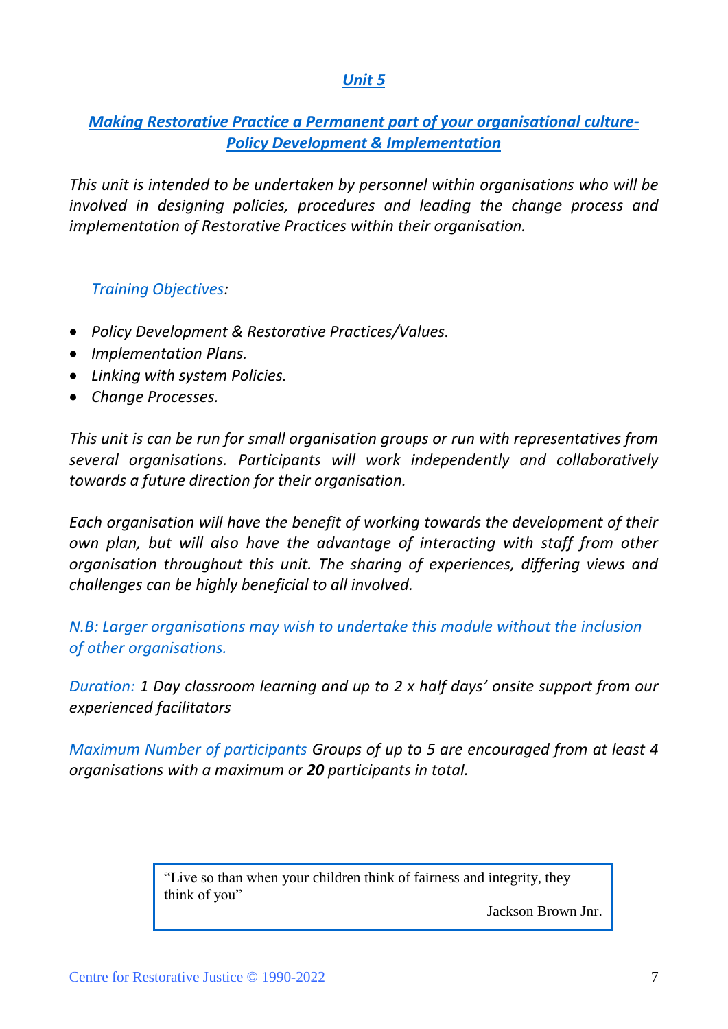## Unit 5

### Making Restorative Practice a Permanent part of your organisational culture- Policy Development & Implementation

*This unit is intended to be undertaken by personnel within organisations who will be involved in designing policies, procedures and leading the change process and implementation of Restorative Practices within their organisation.*

*Training Objectives:*

- *Policy Development & Restorative Practices/Values.*
- *Implementation Plans.*
- *Linking with system Policies.*
- *Change Processes.*

*This unit is can be run for small organisation groups or run with representatives from several organisations. Participants will work independently and collaboratively towards a future direction for their organisation.*

*Each organisation will have the benefit of working towards the development of their own plan, but will also have the advantage of interacting with staff from other organisation throughout this unit. The sharing of experiences, differing views and challenges can be highly beneficial to all involved.*

*N.B: Larger organisations may wish to undertake this module without the inclusion of other organisations.*

*Duration: 1 Day classroom learning and up to 2 x half days' onsite support from our experienced facilitators*

*Maximum Number of participants Groups of up to 5 are encouraged from at least 4 organisations with a maximum or **20** participants in total.*

> "Live so than when your children think of fairness and integrity, they think of you"
>
> Jackson Brown Jnr.